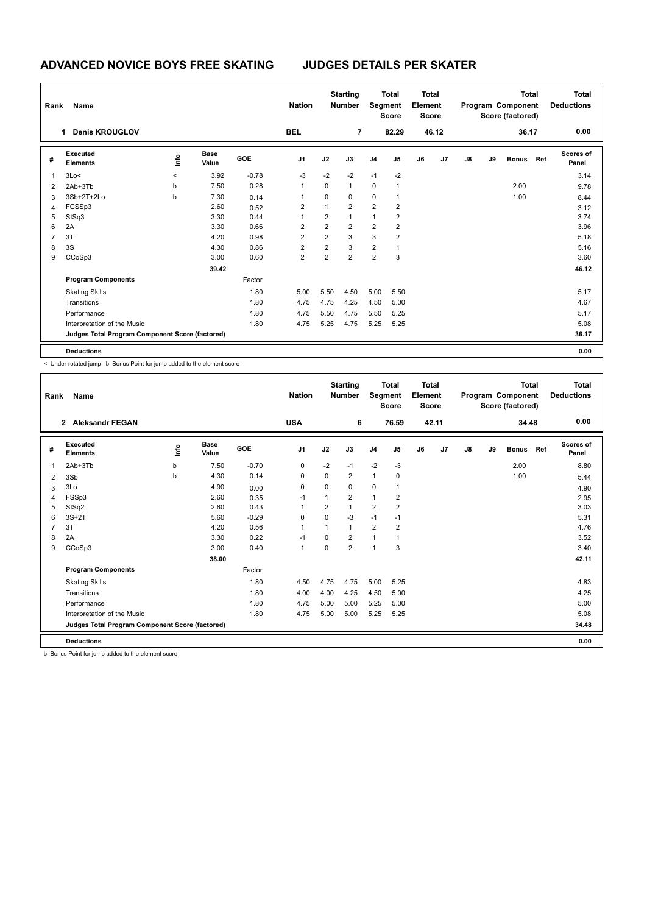# ADVANCED NOVICE BOYS FREE SKATING JUDGES DETAILS PER SKATER

| Rank | Name | Nation | Starting Number | Total Segment Score | Total Element Score | Total Program Component Score (factored) | Total Deductions |
|---|---|---|---|---|---|---|---|
| 1 | Denis KROUGLOV | BEL | 7 | 82.29 | 46.12 | 36.17 | 0.00 |

| # | Executed Elements | Info | Base Value | GOE | J1 | J2 | J3 | J4 | J5 | J6 | J7 | J8 | J9 | Bonus | Ref | Scores of Panel |
|---|---|---|---|---|---|---|---|---|---|---|---|---|---|---|---|---|
| 1 | 3Lo< | < | 3.92 | -0.78 | -3 | -2 | -2 | -1 | -2 | | | | | | | 3.14 |
| 2 | 2Ab+3Tb | b | 7.50 | 0.28 | 1 | 0 | 1 | 0 | 1 | | | | | 2.00 | | 9.78 |
| 3 | 3Sb+2T+2Lo | b | 7.30 | 0.14 | 1 | 0 | 0 | 0 | 1 | | | | | 1.00 | | 8.44 |
| 4 | FCSSp3 | | 2.60 | 0.52 | 2 | 1 | 2 | 2 | 2 | | | | | | | 3.12 |
| 5 | StSq3 | | 3.30 | 0.44 | 1 | 2 | 1 | 1 | 2 | | | | | | | 3.74 |
| 6 | 2A | | 3.30 | 0.66 | 2 | 2 | 2 | 2 | 2 | | | | | | | 3.96 |
| 7 | 3T | | 4.20 | 0.98 | 2 | 2 | 3 | 3 | 2 | | | | | | | 5.18 |
| 8 | 3S | | 4.30 | 0.86 | 2 | 2 | 3 | 2 | 1 | | | | | | | 5.16 |
| 9 | CCoSp3 | | 3.00 | 0.60 | 2 | 2 | 2 | 2 | 3 | | | | | | | 3.60 |
| | | | 39.42 | | | | | | | | | | | | | 46.12 |
| | **Program Components** | | | Factor | | | | | | | | | | | | |
| | Skating Skills | | | 1.80 | 5.00 | 5.50 | 4.50 | 5.00 | 5.50 | | | | | | | 5.17 |
| | Transitions | | | 1.80 | 4.75 | 4.75 | 4.25 | 4.50 | 5.00 | | | | | | | 4.67 |
| | Performance | | | 1.80 | 4.75 | 5.50 | 4.75 | 5.50 | 5.25 | | | | | | | 5.17 |
| | Interpretation of the Music | | | 1.80 | 4.75 | 5.25 | 4.75 | 5.25 | 5.25 | | | | | | | 5.08 |
| | **Judges Total Program Component Score (factored)** | | | | | | | | | | | | | | | 36.17 |
| | **Deductions** | | | | | | | | | | | | | | | 0.00 |

< Under-rotated jump b Bonus Point for jump added to the element score

| Rank | Name | Nation | Starting Number | Total Segment Score | Total Element Score | Total Program Component Score (factored) | Total Deductions |
|---|---|---|---|---|---|---|---|
| 2 | Aleksandr FEGAN | USA | 6 | 76.59 | 42.11 | 34.48 | 0.00 |

| # | Executed Elements | Info | Base Value | GOE | J1 | J2 | J3 | J4 | J5 | J6 | J7 | J8 | J9 | Bonus | Ref | Scores of Panel |
|---|---|---|---|---|---|---|---|---|---|---|---|---|---|---|---|---|
| 1 | 2Ab+3Tb | b | 7.50 | -0.70 | 0 | -2 | -1 | -2 | -3 | | | | | 2.00 | | 8.80 |
| 2 | 3Sb | b | 4.30 | 0.14 | 0 | 0 | 2 | 1 | 0 | | | | | 1.00 | | 5.44 |
| 3 | 3Lo | | 4.90 | 0.00 | 0 | 0 | 0 | 0 | 1 | | | | | | | 4.90 |
| 4 | FSSp3 | | 2.60 | 0.35 | -1 | 1 | 2 | 1 | 2 | | | | | | | 2.95 |
| 5 | StSq2 | | 2.60 | 0.43 | 1 | 2 | 1 | 2 | 2 | | | | | | | 3.03 |
| 6 | 3S+2T | | 5.60 | -0.29 | 0 | 0 | -3 | -1 | -1 | | | | | | | 5.31 |
| 7 | 3T | | 4.20 | 0.56 | 1 | 1 | 1 | 2 | 2 | | | | | | | 4.76 |
| 8 | 2A | | 3.30 | 0.22 | -1 | 0 | 2 | 1 | 1 | | | | | | | 3.52 |
| 9 | CCoSp3 | | 3.00 | 0.40 | 1 | 0 | 2 | 1 | 3 | | | | | | | 3.40 |
| | | | 38.00 | | | | | | | | | | | | | 42.11 |
| | **Program Components** | | | Factor | | | | | | | | | | | | |
| | Skating Skills | | | 1.80 | 4.50 | 4.75 | 4.75 | 5.00 | 5.25 | | | | | | | 4.83 |
| | Transitions | | | 1.80 | 4.00 | 4.00 | 4.25 | 4.50 | 5.00 | | | | | | | 4.25 |
| | Performance | | | 1.80 | 4.75 | 5.00 | 5.00 | 5.25 | 5.00 | | | | | | | 5.00 |
| | Interpretation of the Music | | | 1.80 | 4.75 | 5.00 | 5.00 | 5.25 | 5.25 | | | | | | | 5.08 |
| | **Judges Total Program Component Score (factored)** | | | | | | | | | | | | | | | 34.48 |
| | **Deductions** | | | | | | | | | | | | | | | 0.00 |

b Bonus Point for jump added to the element score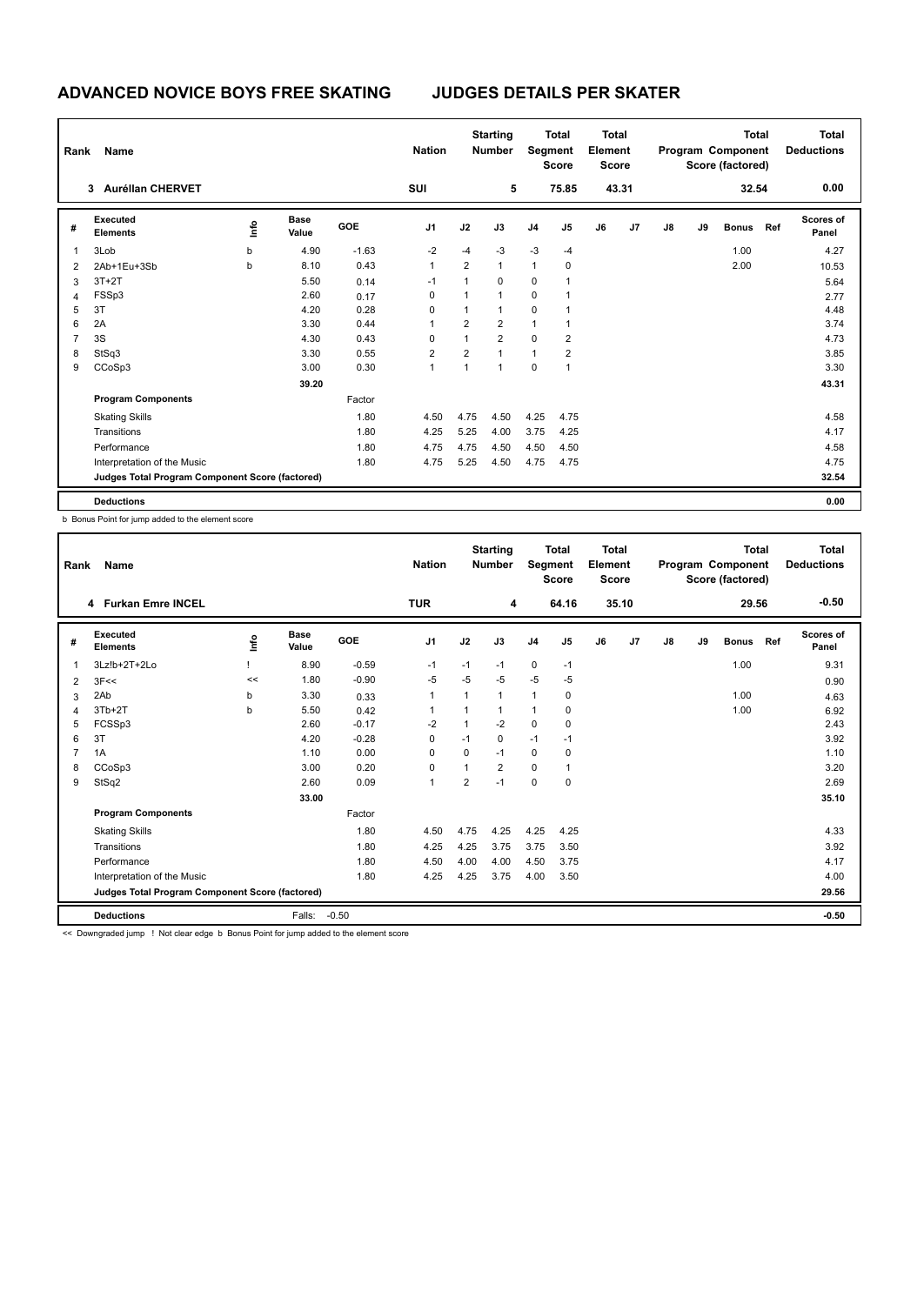# ADVANCED NOVICE BOYS FREE SKATING JUDGES DETAILS PER SKATER

| Rank | Name | Nation | Starting Number | Total Segment Score | Total Element Score | Total Program Component Score (factored) | Total Deductions |
|---|---|---|---|---|---|---|---|
| 3 | Auréllan CHERVET | SUI | 5 | 75.85 | 43.31 | 32.54 | 0.00 |

| # | Executed Elements | Info | Base Value | GOE | J1 | J2 | J3 | J4 | J5 | J6 | J7 | J8 | J9 | Bonus | Ref | Scores of Panel |
|---|---|---|---|---|---|---|---|---|---|---|---|---|---|---|---|---|
| 1 | 3Lob | b | 4.90 | -1.63 | -2 | -4 | -3 | -3 | -4 | | | | | 1.00 | | 4.27 |
| 2 | 2Ab+1Eu+3Sb | b | 8.10 | 0.43 | 1 | 2 | 1 | 1 | 0 | | | | | 2.00 | | 10.53 |
| 3 | 3T+2T | | 5.50 | 0.14 | -1 | 1 | 0 | 0 | 1 | | | | | | | 5.64 |
| 4 | FSSp3 | | 2.60 | 0.17 | 0 | 1 | 1 | 0 | 1 | | | | | | | 2.77 |
| 5 | 3T | | 4.20 | 0.28 | 0 | 1 | 1 | 0 | 1 | | | | | | | 4.48 |
| 6 | 2A | | 3.30 | 0.44 | 1 | 2 | 2 | 1 | 1 | | | | | | | 3.74 |
| 7 | 3S | | 4.30 | 0.43 | 0 | 1 | 2 | 0 | 2 | | | | | | | 4.73 |
| 8 | StSq3 | | 3.30 | 0.55 | 2 | 2 | 1 | 1 | 2 | | | | | | | 3.85 |
| 9 | CCoSp3 | | 3.00 | 0.30 | 1 | 1 | 1 | 0 | 1 | | | | | | | 3.30 |
| | | | 39.20 | | | | | | | | | | | | | 43.31 |
| | **Program Components** | | | Factor | | | | | | | | | | | | |
| | Skating Skills | | | 1.80 | 4.50 | 4.75 | 4.50 | 4.25 | 4.75 | | | | | | | 4.58 |
| | Transitions | | | 1.80 | 4.25 | 5.25 | 4.00 | 3.75 | 4.25 | | | | | | | 4.17 |
| | Performance | | | 1.80 | 4.75 | 4.75 | 4.50 | 4.50 | 4.50 | | | | | | | 4.58 |
| | Interpretation of the Music | | | 1.80 | 4.75 | 5.25 | 4.50 | 4.75 | 4.75 | | | | | | | 4.75 |
| | **Judges Total Program Component Score (factored)** | | | | | | | | | | | | | | | 32.54 |
| | **Deductions** | | | | | | | | | | | | | | | 0.00 |

b Bonus Point for jump added to the element score

| Rank | Name | Nation | Starting Number | Total Segment Score | Total Element Score | Total Program Component Score (factored) | Total Deductions |
|---|---|---|---|---|---|---|---|
| 4 | Furkan Emre INCEL | TUR | 4 | 64.16 | 35.10 | 29.56 | -0.50 |

| # | Executed Elements | Info | Base Value | GOE | J1 | J2 | J3 | J4 | J5 | J6 | J7 | J8 | J9 | Bonus | Ref | Scores of Panel |
|---|---|---|---|---|---|---|---|---|---|---|---|---|---|---|---|---|
| 1 | 3Lz!b+2T+2Lo | ! | 8.90 | -0.59 | -1 | -1 | -1 | 0 | -1 | | | | | 1.00 | | 9.31 |
| 2 | 3F<< | << | 1.80 | -0.90 | -5 | -5 | -5 | -5 | -5 | | | | | | | 0.90 |
| 3 | 2Ab | b | 3.30 | 0.33 | 1 | 1 | 1 | 1 | 0 | | | | | 1.00 | | 4.63 |
| 4 | 3Tb+2T | b | 5.50 | 0.42 | 1 | 1 | 1 | 1 | 0 | | | | | 1.00 | | 6.92 |
| 5 | FCSSp3 | | 2.60 | -0.17 | -2 | 1 | -2 | 0 | 0 | | | | | | | 2.43 |
| 6 | 3T | | 4.20 | -0.28 | 0 | -1 | 0 | -1 | -1 | | | | | | | 3.92 |
| 7 | 1A | | 1.10 | 0.00 | 0 | 0 | -1 | 0 | 0 | | | | | | | 1.10 |
| 8 | CCoSp3 | | 3.00 | 0.20 | 0 | 1 | 2 | 0 | 1 | | | | | | | 3.20 |
| 9 | StSq2 | | 2.60 | 0.09 | 1 | 2 | -1 | 0 | 0 | | | | | | | 2.69 |
| | | | 33.00 | | | | | | | | | | | | | 35.10 |
| | **Program Components** | | | Factor | | | | | | | | | | | | |
| | Skating Skills | | | 1.80 | 4.50 | 4.75 | 4.25 | 4.25 | 4.25 | | | | | | | 4.33 |
| | Transitions | | | 1.80 | 4.25 | 4.25 | 3.75 | 3.75 | 3.50 | | | | | | | 3.92 |
| | Performance | | | 1.80 | 4.50 | 4.00 | 4.00 | 4.50 | 3.75 | | | | | | | 4.17 |
| | Interpretation of the Music | | | 1.80 | 4.25 | 4.25 | 3.75 | 4.00 | 3.50 | | | | | | | 4.00 |
| | **Judges Total Program Component Score (factored)** | | | | | | | | | | | | | | | 29.56 |
| | **Deductions** | | Falls: | -0.50 | | | | | | | | | | | | -0.50 |

<< Downgraded jump ! Not clear edge b Bonus Point for jump added to the element score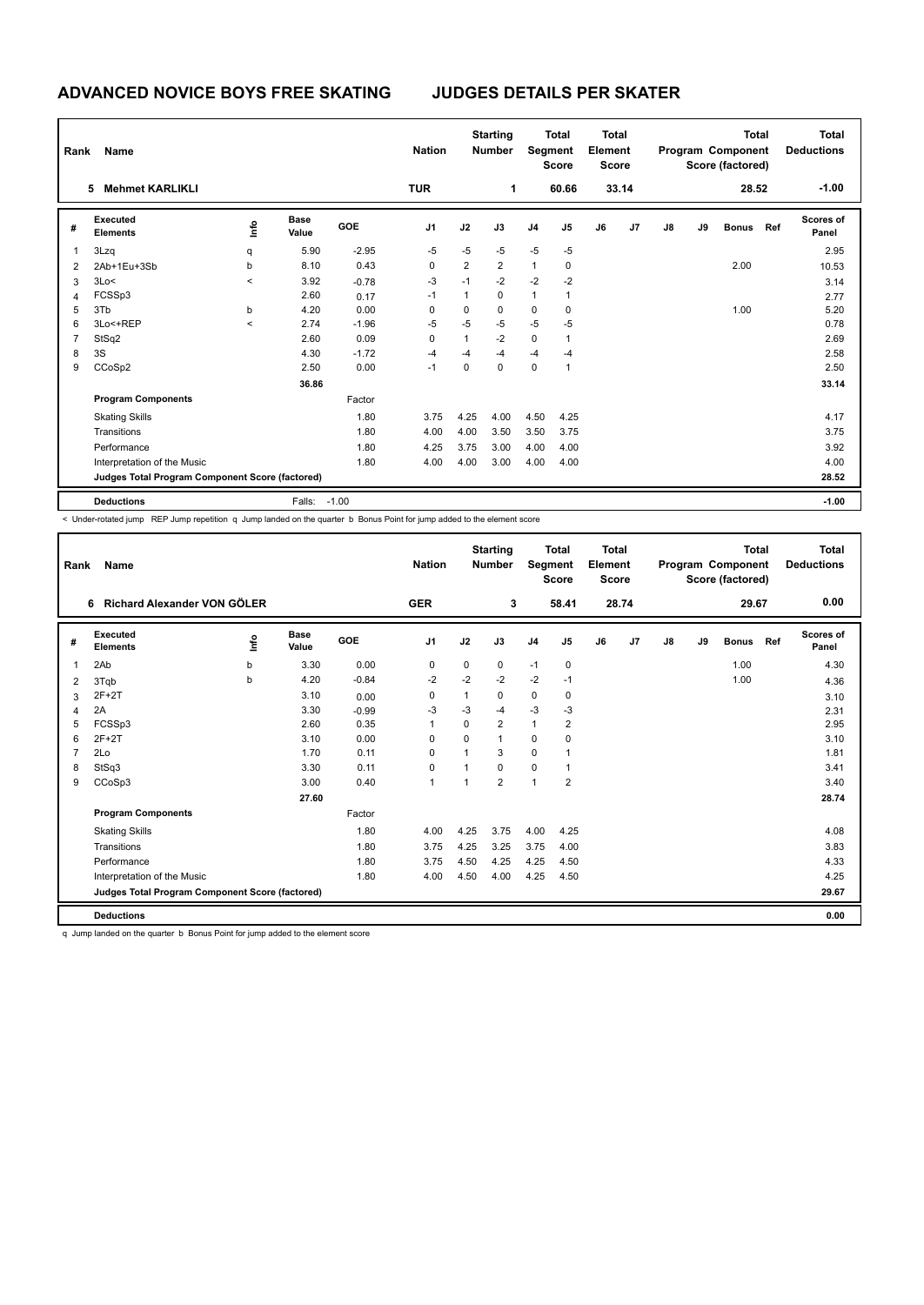# ADVANCED NOVICE BOYS FREE SKATING JUDGES DETAILS PER SKATER

| Rank | Name | Nation | Starting Number | Total Segment Score | Total Element Score | Total Program Component Score (factored) | Total Deductions |
|---|---|---|---|---|---|---|---|
| 5 | Mehmet KARLIKLI | TUR | 1 | 60.66 | 33.14 | 28.52 | -1.00 |

| # | Executed Elements | Info | Base Value | GOE | J1 | J2 | J3 | J4 | J5 | J6 | J7 | J8 | J9 | Bonus | Ref | Scores of Panel |
|---|---|---|---|---|---|---|---|---|---|---|---|---|---|---|---|---|
| 1 | 3Lzq | q | 5.90 | -2.95 | -5 | -5 | -5 | -5 | -5 | | | | | | | 2.95 |
| 2 | 2Ab+1Eu+3Sb | b | 8.10 | 0.43 | 0 | 2 | 2 | 1 | 0 | | | | | 2.00 | | 10.53 |
| 3 | 3Lo< | < | 3.92 | -0.78 | -3 | -1 | -2 | -2 | -2 | | | | | | | 3.14 |
| 4 | FCSSp3 | | 2.60 | 0.17 | -1 | 1 | 0 | 1 | 1 | | | | | | | 2.77 |
| 5 | 3Tb | b | 4.20 | 0.00 | 0 | 0 | 0 | 0 | 0 | | | | | 1.00 | | 5.20 |
| 6 | 3Lo<+REP | < | 2.74 | -1.96 | -5 | -5 | -5 | -5 | -5 | | | | | | | 0.78 |
| 7 | StSq2 | | 2.60 | 0.09 | 0 | 1 | -2 | 0 | 1 | | | | | | | 2.69 |
| 8 | 3S | | 4.30 | -1.72 | -4 | -4 | -4 | -4 | -4 | | | | | | | 2.58 |
| 9 | CCoSp2 | | 2.50 | 0.00 | -1 | 0 | 0 | 0 | 1 | | | | | | | 2.50 |
| | | | 36.86 | | | | | | | | | | | | | 33.14 |
| | **Program Components** | | | Factor | | | | | | | | | | | | |
| | Skating Skills | | | 1.80 | 3.75 | 4.25 | 4.00 | 4.50 | 4.25 | | | | | | | 4.17 |
| | Transitions | | | 1.80 | 4.00 | 4.00 | 3.50 | 3.50 | 3.75 | | | | | | | 3.75 |
| | Performance | | | 1.80 | 4.25 | 3.75 | 3.00 | 4.00 | 4.00 | | | | | | | 3.92 |
| | Interpretation of the Music | | | 1.80 | 4.00 | 4.00 | 3.00 | 4.00 | 4.00 | | | | | | | 4.00 |
| | **Judges Total Program Component Score (factored)** | | | | | | | | | | | | | | | 28.52 |
| | **Deductions** | | Falls: | -1.00 | | | | | | | | | | | | -1.00 |

< Under-rotated jump REP Jump repetition q Jump landed on the quarter b Bonus Point for jump added to the element score

| Rank | Name | Nation | Starting Number | Total Segment Score | Total Element Score | Total Program Component Score (factored) | Total Deductions |
|---|---|---|---|---|---|---|---|
| 6 | Richard Alexander VON GÖLER | GER | 3 | 58.41 | 28.74 | 29.67 | 0.00 |

| # | Executed Elements | Info | Base Value | GOE | J1 | J2 | J3 | J4 | J5 | J6 | J7 | J8 | J9 | Bonus | Ref | Scores of Panel |
|---|---|---|---|---|---|---|---|---|---|---|---|---|---|---|---|---|
| 1 | 2Ab | b | 3.30 | 0.00 | 0 | 0 | 0 | -1 | 0 | | | | | 1.00 | | 4.30 |
| 2 | 3Tqb | b | 4.20 | -0.84 | -2 | -2 | -2 | -2 | -1 | | | | | 1.00 | | 4.36 |
| 3 | 2F+2T | | 3.10 | 0.00 | 0 | 1 | 0 | 0 | 0 | | | | | | | 3.10 |
| 4 | 2A | | 3.30 | -0.99 | -3 | -3 | -4 | -3 | -3 | | | | | | | 2.31 |
| 5 | FCSSp3 | | 2.60 | 0.35 | 1 | 0 | 2 | 1 | 2 | | | | | | | 2.95 |
| 6 | 2F+2T | | 3.10 | 0.00 | 0 | 0 | 1 | 0 | 0 | | | | | | | 3.10 |
| 7 | 2Lo | | 1.70 | 0.11 | 0 | 1 | 3 | 0 | 1 | | | | | | | 1.81 |
| 8 | StSq3 | | 3.30 | 0.11 | 0 | 1 | 0 | 0 | 1 | | | | | | | 3.41 |
| 9 | CCoSp3 | | 3.00 | 0.40 | 1 | 1 | 2 | 1 | 2 | | | | | | | 3.40 |
| | | | 27.60 | | | | | | | | | | | | | 28.74 |
| | **Program Components** | | | Factor | | | | | | | | | | | | |
| | Skating Skills | | | 1.80 | 4.00 | 4.25 | 3.75 | 4.00 | 4.25 | | | | | | | 4.08 |
| | Transitions | | | 1.80 | 3.75 | 4.25 | 3.25 | 3.75 | 4.00 | | | | | | | 3.83 |
| | Performance | | | 1.80 | 3.75 | 4.50 | 4.25 | 4.25 | 4.50 | | | | | | | 4.33 |
| | Interpretation of the Music | | | 1.80 | 4.00 | 4.50 | 4.00 | 4.25 | 4.50 | | | | | | | 4.25 |
| | **Judges Total Program Component Score (factored)** | | | | | | | | | | | | | | | 29.67 |
| | **Deductions** | | | | | | | | | | | | | | | 0.00 |

q Jump landed on the quarter b Bonus Point for jump added to the element score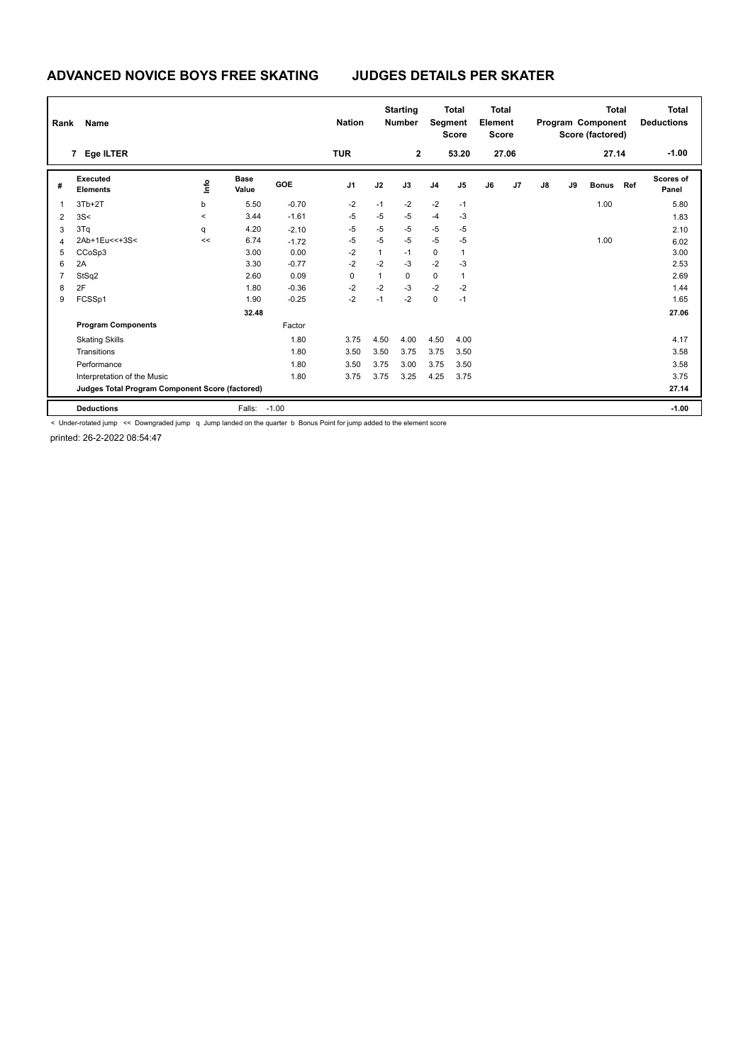# ADVANCED NOVICE BOYS FREE SKATING JUDGES DETAILS PER SKATER

| Rank | Name | Nation | Starting Number | Total Segment Score | Total Element Score | Total Program Component Score (factored) | Total Deductions |
|---|---|---|---|---|---|---|---|
| 7 | Ege ILTER | TUR | 2 | 53.20 | 27.06 | 27.14 | -1.00 |

| # | Executed Elements | Info | Base Value | GOE | J1 | J2 | J3 | J4 | J5 | J6 | J7 | J8 | J9 | Bonus | Ref | Scores of Panel |
|---|---|---|---|---|---|---|---|---|---|---|---|---|---|---|---|---|
| 1 | 3Tb+2T | b | 5.50 | -0.70 | -2 | -1 | -2 | -2 | -1 | | | | | 1.00 | | 5.80 |
| 2 | 3S< | < | 3.44 | -1.61 | -5 | -5 | -5 | -4 | -3 | | | | | | | 1.83 |
| 3 | 3Tq | q | 4.20 | -2.10 | -5 | -5 | -5 | -5 | -5 | | | | | | | 2.10 |
| 4 | 2Ab+1Eu<<+3S< | << | 6.74 | -1.72 | -5 | -5 | -5 | -5 | -5 | | | | | 1.00 | | 6.02 |
| 5 | CCoSp3 | | 3.00 | 0.00 | -2 | 1 | -1 | 0 | 1 | | | | | | | 3.00 |
| 6 | 2A | | 3.30 | -0.77 | -2 | -2 | -3 | -2 | -3 | | | | | | | 2.53 |
| 7 | StSq2 | | 2.60 | 0.09 | 0 | 1 | 0 | 0 | 1 | | | | | | | 2.69 |
| 8 | 2F | | 1.80 | -0.36 | -2 | -2 | -3 | -2 | -2 | | | | | | | 1.44 |
| 9 | FCSSp1 | | 1.90 | -0.25 | -2 | -1 | -2 | 0 | -1 | | | | | | | 1.65 |
| | | | 32.48 | | | | | | | | | | | | | 27.06 |
| | **Program Components** | | | Factor | | | | | | | | | | | | |
| | Skating Skills | | | 1.80 | 3.75 | 4.50 | 4.00 | 4.50 | 4.00 | | | | | | | 4.17 |
| | Transitions | | | 1.80 | 3.50 | 3.50 | 3.75 | 3.75 | 3.50 | | | | | | | 3.58 |
| | Performance | | | 1.80 | 3.50 | 3.75 | 3.00 | 3.75 | 3.50 | | | | | | | 3.58 |
| | Interpretation of the Music | | | 1.80 | 3.75 | 3.75 | 3.25 | 4.25 | 3.75 | | | | | | | 3.75 |
| | **Judges Total Program Component Score (factored)** | | | | | | | | | | | | | | | 27.14 |
| | **Deductions** | | Falls: | -1.00 | | | | | | | | | | | | -1.00 |

< Under-rotated jump << Downgraded jump q Jump landed on the quarter b Bonus Point for jump added to the element score

printed: 26-2-2022 08:54:47